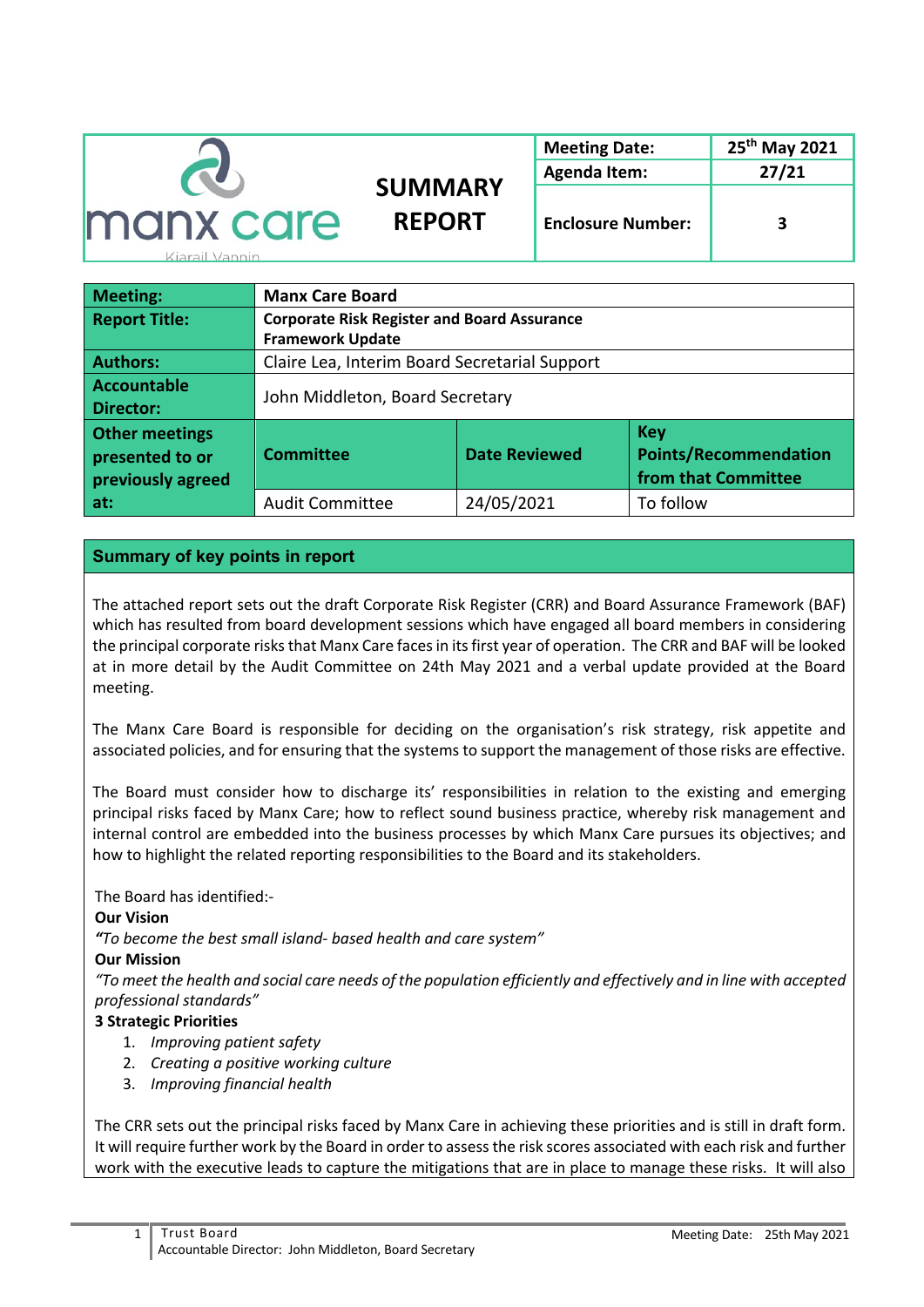| manx care Kiarail Vannin | SUMMARY REPORT | Meeting Date: | 25th May 2021 |
|---|---|---|---|
| | | Agenda Item: | 27/21 |
| | | Enclosure Number: | 3 |

| Meeting: | Manx Care Board | | |
|---|---|---|---|
| Report Title: | Corporate Risk Register and Board Assurance Framework Update | | |
| Authors: | Claire Lea, Interim Board Secretarial Support | | |
| Accountable Director: | John Middleton, Board Secretary | | |
| Other meetings presented to or previously agreed at: | Committee | Date Reviewed | Key Points/Recommendation from that Committee |
| | Audit Committee | 24/05/2021 | To follow |

## Summary of key points in report

The attached report sets out the draft Corporate Risk Register (CRR) and Board Assurance Framework (BAF) which has resulted from board development sessions which have engaged all board members in considering the principal corporate risks that Manx Care faces in its first year of operation. The CRR and BAF will be looked at in more detail by the Audit Committee on 24th May 2021 and a verbal update provided at the Board meeting.

The Manx Care Board is responsible for deciding on the organisation's risk strategy, risk appetite and associated policies, and for ensuring that the systems to support the management of those risks are effective.

The Board must consider how to discharge its' responsibilities in relation to the existing and emerging principal risks faced by Manx Care; how to reflect sound business practice, whereby risk management and internal control are embedded into the business processes by which Manx Care pursues its objectives; and how to highlight the related reporting responsibilities to the Board and its stakeholders.

The Board has identified:-

**Our Vision**

***"****To become the best small island- based health and care system"*

**Our Mission**

*"To meet the health and social care needs of the population efficiently and effectively and in line with accepted professional standards"*

**3 Strategic Priorities**

1. *Improving patient safety*
2. *Creating a positive working culture*
3. *Improving financial health*

The CRR sets out the principal risks faced by Manx Care in achieving these priorities and is still in draft form. It will require further work by the Board in order to assess the risk scores associated with each risk and further work with the executive leads to capture the mitigations that are in place to manage these risks. It will also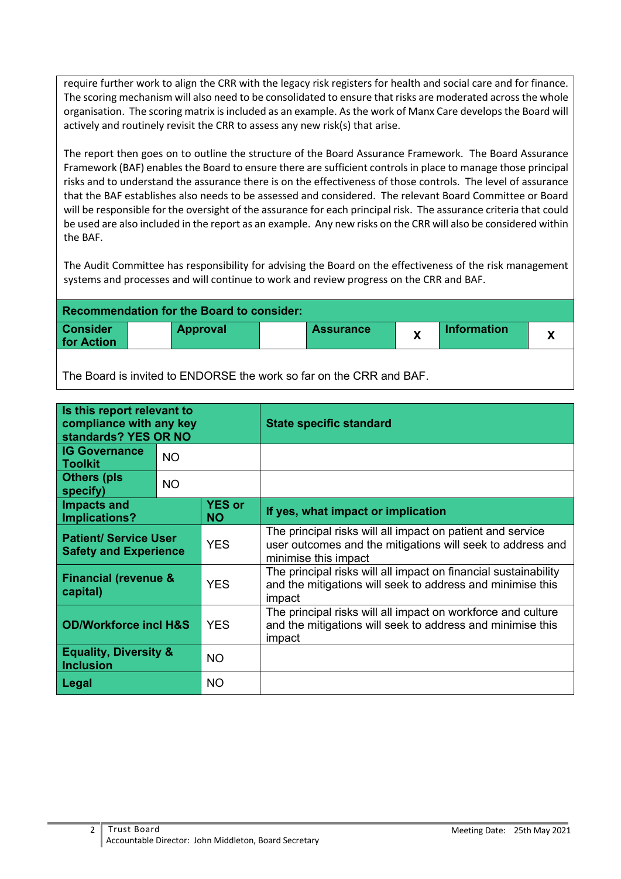require further work to align the CRR with the legacy risk registers for health and social care and for finance. The scoring mechanism will also need to be consolidated to ensure that risks are moderated across the whole organisation. The scoring matrix is included as an example. As the work of Manx Care develops the Board will actively and routinely revisit the CRR to assess any new risk(s) that arise.

The report then goes on to outline the structure of the Board Assurance Framework. The Board Assurance Framework (BAF) enables the Board to ensure there are sufficient controls in place to manage those principal risks and to understand the assurance there is on the effectiveness of those controls. The level of assurance that the BAF establishes also needs to be assessed and considered. The relevant Board Committee or Board will be responsible for the oversight of the assurance for each principal risk. The assurance criteria that could be used are also included in the report as an example. Any new risks on the CRR will also be considered within the BAF.

The Audit Committee has responsibility for advising the Board on the effectiveness of the risk management systems and processes and will continue to work and review progress on the CRR and BAF.

| **Recommendation for the Board to consider:** | | | | | | | |
|---|---|---|---|---|---|---|---|
| **Consider for Action** | | **Approval** | | **Assurance** | X | **Information** | X |

The Board is invited to ENDORSE the work so far on the CRR and BAF.

| **Is this report relevant to compliance with any key standards? YES OR NO** | | **State specific standard** |
|---|---|---|
| **IG Governance Toolkit** | NO | |
| **Others (pls specify)** | NO | |
| **Impacts and Implications?** | **YES or NO** | **If yes, what impact or implication** |
| **Patient/ Service User Safety and Experience** | YES | The principal risks will all impact on patient and service user outcomes and the mitigations will seek to address and minimise this impact |
| **Financial (revenue & capital)** | YES | The principal risks will all impact on financial sustainability and the mitigations will seek to address and minimise this impact |
| **OD/Workforce incl H&S** | YES | The principal risks will all impact on workforce and culture and the mitigations will seek to address and minimise this impact |
| **Equality, Diversity & Inclusion** | NO | |
| **Legal** | NO | |